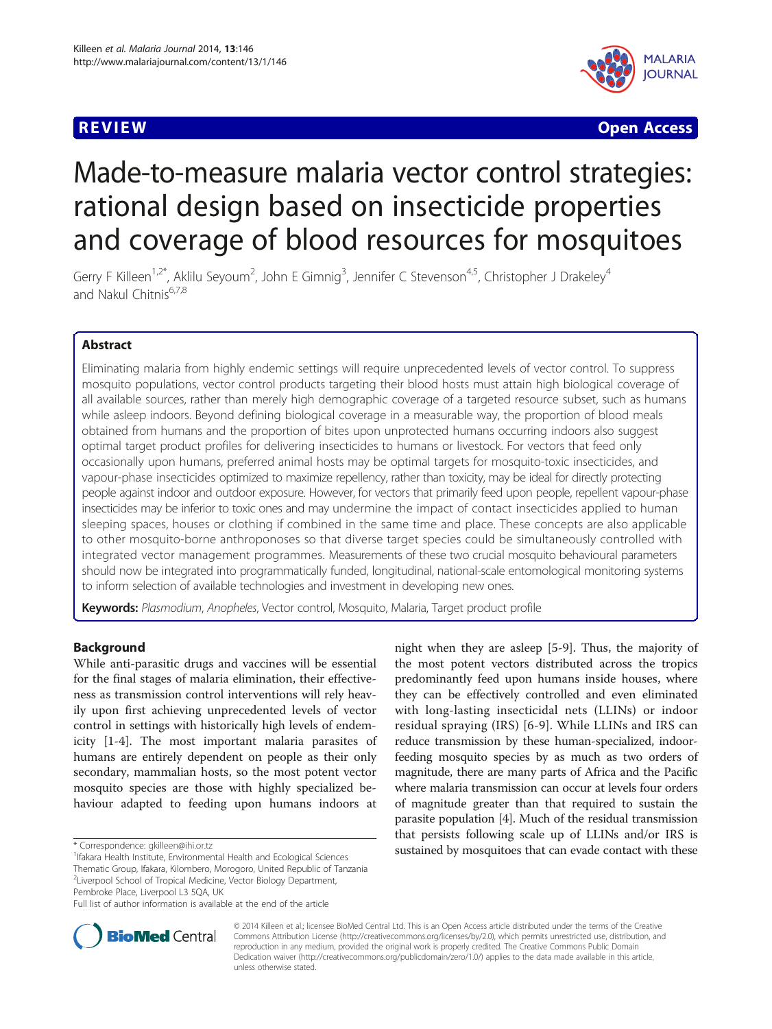**REVIEW** **Open Access**

# Made-to-measure malaria vector control strategies: rational design based on insecticide properties and coverage of blood resources for mosquitoes

Gerry F Killeen[1,2*], Aklilu Seyoum[2], John E Gimnig[3], Jennifer C Stevenson[4,5], Christopher J Drakeley[4] and Nakul Chitnis[6,7,8]

## Abstract

Eliminating malaria from highly endemic settings will require unprecedented levels of vector control. To suppress mosquito populations, vector control products targeting their blood hosts must attain high biological coverage of all available sources, rather than merely high demographic coverage of a targeted resource subset, such as humans while asleep indoors. Beyond defining biological coverage in a measurable way, the proportion of blood meals obtained from humans and the proportion of bites upon unprotected humans occurring indoors also suggest optimal target product profiles for delivering insecticides to humans or livestock. For vectors that feed only occasionally upon humans, preferred animal hosts may be optimal targets for mosquito-toxic insecticides, and vapour-phase insecticides optimized to maximize repellency, rather than toxicity, may be ideal for directly protecting people against indoor and outdoor exposure. However, for vectors that primarily feed upon people, repellent vapour-phase insecticides may be inferior to toxic ones and may undermine the impact of contact insecticides applied to human sleeping spaces, houses or clothing if combined in the same time and place. These concepts are also applicable to other mosquito-borne anthroponoses so that diverse target species could be simultaneously controlled with integrated vector management programmes. Measurements of these two crucial mosquito behavioural parameters should now be integrated into programmatically funded, longitudinal, national-scale entomological monitoring systems to inform selection of available technologies and investment in developing new ones.

**Keywords:** *Plasmodium*, *Anopheles*, Vector control, Mosquito, Malaria, Target product profile

## Background

While anti-parasitic drugs and vaccines will be essential for the final stages of malaria elimination, their effectiveness as transmission control interventions will rely heavily upon first achieving unprecedented levels of vector control in settings with historically high levels of endemicity [1-4]. The most important malaria parasites of humans are entirely dependent on people as their only secondary, mammalian hosts, so the most potent vector mosquito species are those with highly specialized behaviour adapted to feeding upon humans indoors at night when they are asleep [5-9]. Thus, the majority of the most potent vectors distributed across the tropics predominantly feed upon humans inside houses, where they can be effectively controlled and even eliminated with long-lasting insecticidal nets (LLINs) or indoor residual spraying (IRS) [6-9]. While LLINs and IRS can reduce transmission by these human-specialized, indoor-feeding mosquito species by as much as two orders of magnitude, there are many parts of Africa and the Pacific where malaria transmission can occur at levels four orders of magnitude greater than that required to sustain the parasite population [4]. Much of the residual transmission that persists following scale up of LLINs and/or IRS is sustained by mosquitoes that can evade contact with these

\* Correspondence: gkilleen@ihi.or.tz
[1]Ifakara Health Institute, Environmental Health and Ecological Sciences Thematic Group, Ifakara, Kilombero, Morogoro, United Republic of Tanzania
[2]Liverpool School of Tropical Medicine, Vector Biology Department, Pembroke Place, Liverpool L3 5QA, UK
Full list of author information is available at the end of the article

© 2014 Killeen et al.; licensee BioMed Central Ltd. This is an Open Access article distributed under the terms of the Creative Commons Attribution License (http://creativecommons.org/licenses/by/2.0), which permits unrestricted use, distribution, and reproduction in any medium, provided the original work is properly credited. The Creative Commons Public Domain Dedication waiver (http://creativecommons.org/publicdomain/zero/1.0/) applies to the data made available in this article, unless otherwise stated.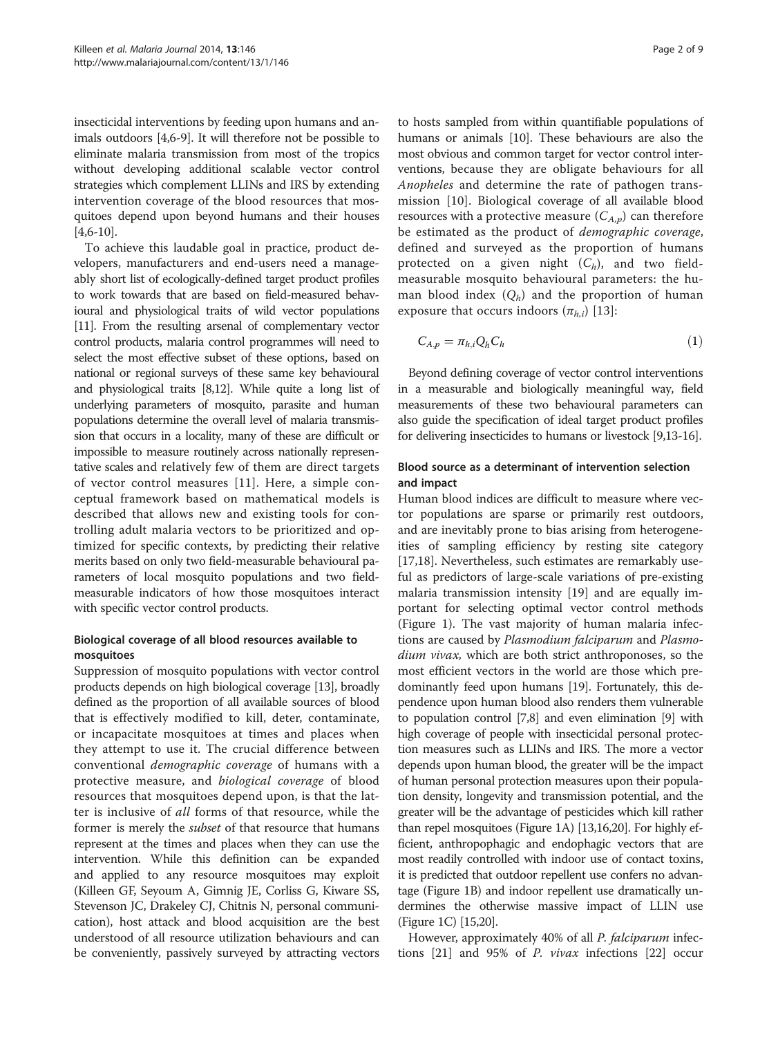insecticidal interventions by feeding upon humans and animals outdoors [4,6-9]. It will therefore not be possible to eliminate malaria transmission from most of the tropics without developing additional scalable vector control strategies which complement LLINs and IRS by extending intervention coverage of the blood resources that mosquitoes depend upon beyond humans and their houses [4,6-10].

To achieve this laudable goal in practice, product developers, manufacturers and end-users need a manageably short list of ecologically-defined target product profiles to work towards that are based on field-measured behavioural and physiological traits of wild vector populations [11]. From the resulting arsenal of complementary vector control products, malaria control programmes will need to select the most effective subset of these options, based on national or regional surveys of these same key behavioural and physiological traits [8,12]. While quite a long list of underlying parameters of mosquito, parasite and human populations determine the overall level of malaria transmission that occurs in a locality, many of these are difficult or impossible to measure routinely across nationally representative scales and relatively few of them are direct targets of vector control measures [11]. Here, a simple conceptual framework based on mathematical models is described that allows new and existing tools for controlling adult malaria vectors to be prioritized and optimized for specific contexts, by predicting their relative merits based on only two field-measurable behavioural parameters of local mosquito populations and two field-measurable indicators of how those mosquitoes interact with specific vector control products.

## Biological coverage of all blood resources available to mosquitoes

Suppression of mosquito populations with vector control products depends on high biological coverage [13], broadly defined as the proportion of all available sources of blood that is effectively modified to kill, deter, contaminate, or incapacitate mosquitoes at times and places when they attempt to use it. The crucial difference between conventional *demographic coverage* of humans with a protective measure, and *biological coverage* of blood resources that mosquitoes depend upon, is that the latter is inclusive of *all* forms of that resource, while the former is merely the *subset* of that resource that humans represent at the times and places when they can use the intervention. While this definition can be expanded and applied to any resource mosquitoes may exploit (Killeen GF, Seyoum A, Gimnig JE, Corliss G, Kiware SS, Stevenson JC, Drakeley CJ, Chitnis N, personal communication), host attack and blood acquisition are the best understood of all resource utilization behaviours and can be conveniently, passively surveyed by attracting vectors to hosts sampled from within quantifiable populations of humans or animals [10]. These behaviours are also the most obvious and common target for vector control interventions, because they are obligate behaviours for all *Anopheles* and determine the rate of pathogen transmission [10]. Biological coverage of all available blood resources with a protective measure ($C_{A,p}$) can therefore be estimated as the product of *demographic coverage*, defined and surveyed as the proportion of humans protected on a given night ($C_h$), and two field-measurable mosquito behavioural parameters: the human blood index ($Q_h$) and the proportion of human exposure that occurs indoors ($\pi_{h,i}$) [13]:

$$C_{A,p} = \pi_{h,i} Q_h C_h \tag{1}$$

Beyond defining coverage of vector control interventions in a measurable and biologically meaningful way, field measurements of these two behavioural parameters can also guide the specification of ideal target product profiles for delivering insecticides to humans or livestock [9,13-16].

## Blood source as a determinant of intervention selection and impact

Human blood indices are difficult to measure where vector populations are sparse or primarily rest outdoors, and are inevitably prone to bias arising from heterogeneities of sampling efficiency by resting site category [17,18]. Nevertheless, such estimates are remarkably useful as predictors of large-scale variations of pre-existing malaria transmission intensity [19] and are equally important for selecting optimal vector control methods (Figure 1). The vast majority of human malaria infections are caused by *Plasmodium falciparum* and *Plasmodium vivax,* which are both strict anthroponoses, so the most efficient vectors in the world are those which predominantly feed upon humans [19]. Fortunately, this dependence upon human blood also renders them vulnerable to population control [7,8] and even elimination [9] with high coverage of people with insecticidal personal protection measures such as LLINs and IRS. The more a vector depends upon human blood, the greater will be the impact of human personal protection measures upon their population density, longevity and transmission potential, and the greater will be the advantage of pesticides which kill rather than repel mosquitoes (Figure 1A) [13,16,20]. For highly efficient, anthropophagic and endophagic vectors that are most readily controlled with indoor use of contact toxins, it is predicted that outdoor repellent use confers no advantage (Figure 1B) and indoor repellent use dramatically undermines the otherwise massive impact of LLIN use (Figure 1C) [15,20].

However, approximately 40% of all *P. falciparum* infections [21] and 95% of *P. vivax* infections [22] occur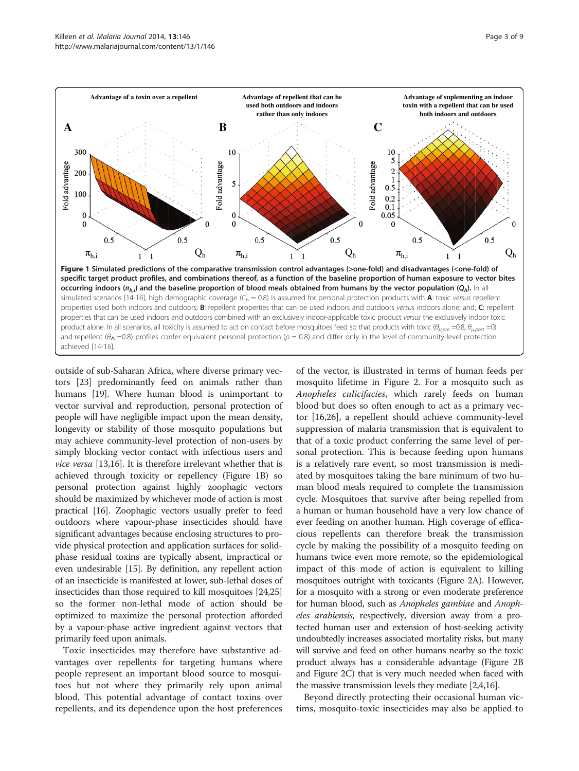Figure 1 Simulated predictions of the comparative transmission control advantages (>one-fold) and disadvantages (<one-fold) of specific target product profiles, and combinations thereof, as a function of the baseline proportion of human exposure to vector bites occurring indoors ($\pi_{h,i}$) and the baseline proportion of blood meals obtained from humans by the vector population ($Q_h$). In all simulated scenarios [14-16], high demographic coverage ($C_h$ = 0.8) is assumed for personal protection products with **A**: toxic *versus* repellent properties used both indoors and outdoors; **B**: repellent properties that can be used indoors and outdoors *versus* indoors alone; and, **C**: repellent properties that can be used indoors and outdoors combined with an exclusively indoor-applicable toxic product *versus* the exclusively indoor toxic product alone. In all scenarios, all toxicity is assumed to act on contact before mosquitoes feed so that products with toxic ($\theta_{\mu,pre}$ =0.8, $\theta_{\mu,post}$ =0) and repellent ($\theta_{\Delta}$ =0.8) profiles confer equivalent personal protection ($\rho$ = 0.8) and differ only in the level of community-level protection achieved [14-16].

outside of sub-Saharan Africa, where diverse primary vectors [23] predominantly feed on animals rather than humans [19]. Where human blood is unimportant to vector survival and reproduction, personal protection of people will have negligible impact upon the mean density, longevity or stability of those mosquito populations but may achieve community-level protection of non-users by simply blocking vector contact with infectious users and *vice versa* [13,16]. It is therefore irrelevant whether that is achieved through toxicity or repellency (Figure 1B) so personal protection against highly zoophagic vectors should be maximized by whichever mode of action is most practical [16]. Zoophagic vectors usually prefer to feed outdoors where vapour-phase insecticides should have significant advantages because enclosing structures to provide physical protection and application surfaces for solid-phase residual toxins are typically absent, impractical or even undesirable [15]. By definition, any repellent action of an insecticide is manifested at lower, sub-lethal doses of insecticides than those required to kill mosquitoes [24,25] so the former non-lethal mode of action should be optimized to maximize the personal protection afforded by a vapour-phase active ingredient against vectors that primarily feed upon animals.

Toxic insecticides may therefore have substantive advantages over repellents for targeting humans where people represent an important blood source to mosquitoes but not where they primarily rely upon animal blood. This potential advantage of contact toxins over repellents, and its dependence upon the host preferences of the vector, is illustrated in terms of human feeds per mosquito lifetime in Figure 2. For a mosquito such as *Anopheles culicifacies*, which rarely feeds on human blood but does so often enough to act as a primary vector [16,26], a repellent should achieve community-level suppression of malaria transmission that is equivalent to that of a toxic product conferring the same level of personal protection. This is because feeding upon humans is a relatively rare event, so most transmission is mediated by mosquitoes taking the bare minimum of two human blood meals required to complete the transmission cycle. Mosquitoes that survive after being repelled from a human or human household have a very low chance of ever feeding on another human. High coverage of efficacious repellents can therefore break the transmission cycle by making the possibility of a mosquito feeding on humans twice even more remote, so the epidemiological impact of this mode of action is equivalent to killing mosquitoes outright with toxicants (Figure 2A). However, for a mosquito with a strong or even moderate preference for human blood, such as *Anopheles gambiae* and *Anopheles arabiensis*, respectively, diversion away from a protected human user and extension of host-seeking activity undoubtedly increases associated mortality risks, but many will survive and feed on other humans nearby so the toxic product always has a considerable advantage (Figure 2B and Figure 2C) that is very much needed when faced with the massive transmission levels they mediate [2,4,16].

Beyond directly protecting their occasional human victims, mosquito-toxic insecticides may also be applied to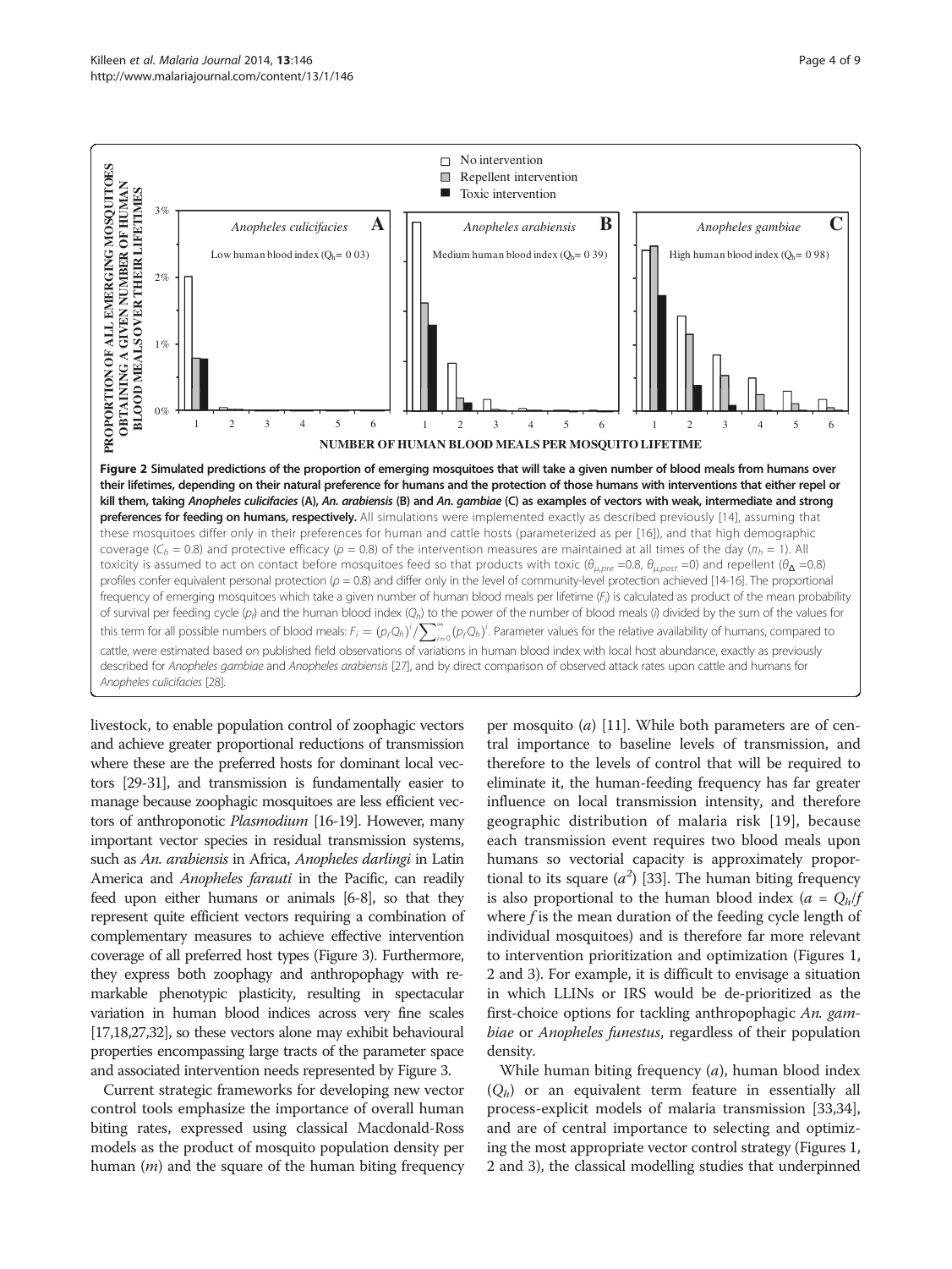**Figure 2 Simulated predictions of the proportion of emerging mosquitoes that will take a given number of blood meals from humans over their lifetimes, depending on their natural preference for humans and the protection of those humans with interventions that either repel or kill them, taking *Anopheles culicifacies* (A), *An. arabiensis* (B) and *An. gambiae* (C) as examples of vectors with weak, intermediate and strong preferences for feeding on humans, respectively.** All simulations were implemented exactly as described previously [14], assuming that these mosquitoes differ only in their preferences for human and cattle hosts (parameterized as per [16]), and that high demographic coverage ($C_h$ = 0.8) and protective efficacy ($\rho$ = 0.8) of the intervention measures are maintained at all times of the day ($\pi_h$ = 1). All toxicity is assumed to act on contact before mosquitoes feed so that products with toxic ($\theta_{\mu,pre}$ =0.8, $\theta_{\mu,post}$ =0) and repellent ($\theta_\Delta$ =0.8) profiles confer equivalent personal protection ($\rho$ = 0.8) and differ only in the level of community-level protection achieved [14-16]. The proportional frequency of emerging mosquitoes which take a given number of human blood meals per lifetime ($F_i$) is calculated as product of the mean probability of survival per feeding cycle ($p_f$) and the human blood index ($Q_h$) to the power of the number of blood meals ($i$) divided by the sum of the values for this term for all possible numbers of blood meals: $F_i = (p_f Q_h)^i / \sum_{i=0}^{\infty} (p_f Q_h)^i$. Parameter values for the relative availability of humans, compared to cattle, were estimated based on published field observations of variations in human blood index with local host abundance, exactly as previously described for *Anopheles gambiae* and *Anopheles arabiensis* [27], and by direct comparison of observed attack rates upon cattle and humans for *Anopheles culicifacies* [28].

livestock, to enable population control of zoophagic vectors and achieve greater proportional reductions of transmission where these are the preferred hosts for dominant local vectors [29-31], and transmission is fundamentally easier to manage because zoophagic mosquitoes are less efficient vectors of anthroponotic *Plasmodium* [16-19]. However, many important vector species in residual transmission systems, such as *An. arabiensis* in Africa, *Anopheles darlingi* in Latin America and *Anopheles farauti* in the Pacific, can readily feed upon either humans or animals [6-8], so that they represent quite efficient vectors requiring a combination of complementary measures to achieve effective intervention coverage of all preferred host types (Figure 3). Furthermore, they express both zoophagy and anthropophagy with remarkable phenotypic plasticity, resulting in spectacular variation in human blood indices across very fine scales [17,18,27,32], so these vectors alone may exhibit behavioural properties encompassing large tracts of the parameter space and associated intervention needs represented by Figure 3.

Current strategic frameworks for developing new vector control tools emphasize the importance of overall human biting rates, expressed using classical Macdonald-Ross models as the product of mosquito population density per human ($m$) and the square of the human biting frequency per mosquito ($a$) [11]. While both parameters are of central importance to baseline levels of transmission, and therefore to the levels of control that will be required to eliminate it, the human-feeding frequency has far greater influence on local transmission intensity, and therefore geographic distribution of malaria risk [19], because each transmission event requires two blood meals upon humans so vectorial capacity is approximately proportional to its square ($a^2$) [33]. The human biting frequency is also proportional to the human blood index ($a = Q_h/f$ where $f$ is the mean duration of the feeding cycle length of individual mosquitoes) and is therefore far more relevant to intervention prioritization and optimization (Figures 1, 2 and 3). For example, it is difficult to envisage a situation in which LLINs or IRS would be de-prioritized as the first-choice options for tackling anthropophagic *An. gambiae* or *Anopheles funestus*, regardless of their population density.

While human biting frequency ($a$), human blood index ($Q_h$) or an equivalent term feature in essentially all process-explicit models of malaria transmission [33,34], and are of central importance to selecting and optimizing the most appropriate vector control strategy (Figures 1, 2 and 3), the classical modelling studies that underpinned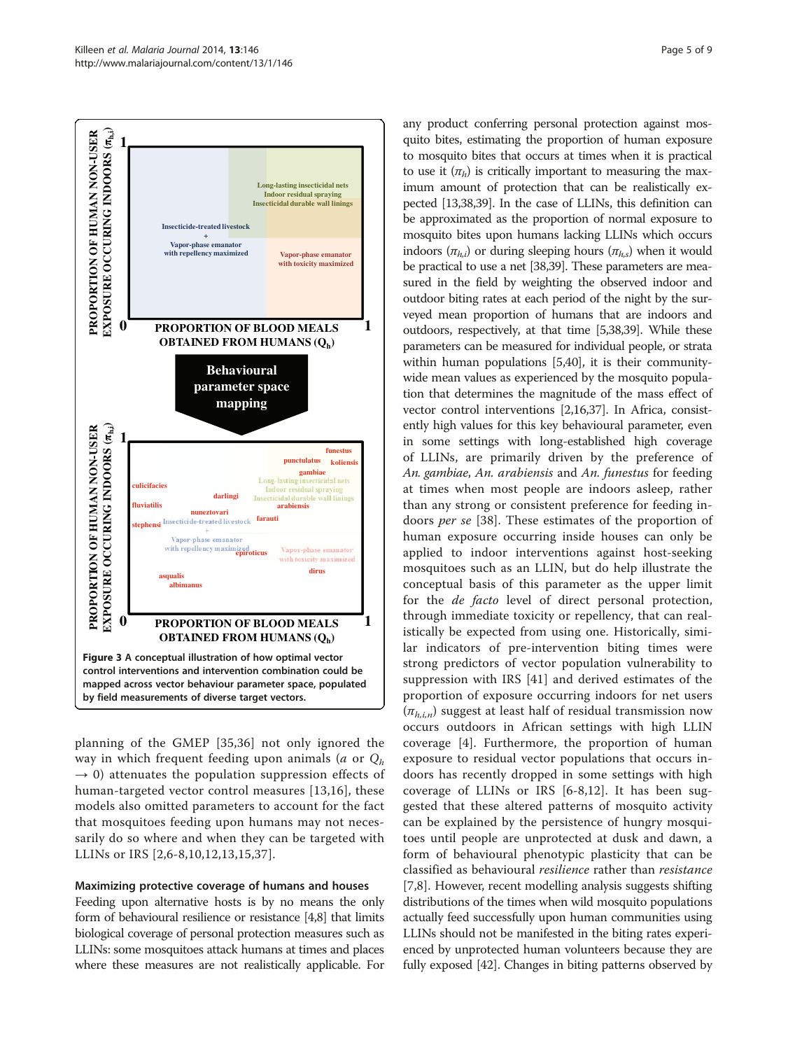**Figure 3** A conceptual illustration of how optimal vector control interventions and intervention combination could be mapped across vector behaviour parameter space, populated by field measurements of diverse target vectors.

planning of the GMEP [35,36] not only ignored the way in which frequent feeding upon animals ($a$ or $Q_h \rightarrow 0$) attenuates the population suppression effects of human-targeted vector control measures [13,16], these models also omitted parameters to account for the fact that mosquitoes feeding upon humans may not necessarily do so where and when they can be targeted with LLINs or IRS [2,6-8,10,12,13,15,37].

## Maximizing protective coverage of humans and houses

Feeding upon alternative hosts is by no means the only form of behavioural resilience or resistance [4,8] that limits biological coverage of personal protection measures such as LLINs: some mosquitoes attack humans at times and places where these measures are not realistically applicable. For any product conferring personal protection against mosquito bites, estimating the proportion of human exposure to mosquito bites that occurs at times when it is practical to use it ($\pi_h$) is critically important to measuring the maximum amount of protection that can be realistically expected [13,38,39]. In the case of LLINs, this definition can be approximated as the proportion of normal exposure to mosquito bites upon humans lacking LLINs which occurs indoors ($\pi_{h,i}$) or during sleeping hours ($\pi_{h,s}$) when it would be practical to use a net [38,39]. These parameters are measured in the field by weighting the observed indoor and outdoor biting rates at each period of the night by the surveyed mean proportion of humans that are indoors and outdoors, respectively, at that time [5,38,39]. While these parameters can be measured for individual people, or strata within human populations [5,40], it is their community-wide mean values as experienced by the mosquito population that determines the magnitude of the mass effect of vector control interventions [2,16,37]. In Africa, consistently high values for this key behavioural parameter, even in some settings with long-established high coverage of LLINs, are primarily driven by the preference of *An. gambiae*, *An. arabiensis* and *An. funestus* for feeding at times when most people are indoors asleep, rather than any strong or consistent preference for feeding indoors *per se* [38]. These estimates of the proportion of human exposure occurring inside houses can only be applied to indoor interventions against host-seeking mosquitoes such as an LLIN, but do help illustrate the conceptual basis of this parameter as the upper limit for the *de facto* level of direct personal protection, through immediate toxicity or repellency, that can realistically be expected from using one. Historically, similar indicators of pre-intervention biting times were strong predictors of vector population vulnerability to suppression with IRS [41] and derived estimates of the proportion of exposure occurring indoors for net users ($\pi_{h,i,n}$) suggest at least half of residual transmission now occurs outdoors in African settings with high LLIN coverage [4]. Furthermore, the proportion of human exposure to residual vector populations that occurs indoors has recently dropped in some settings with high coverage of LLINs or IRS [6-8,12]. It has been suggested that these altered patterns of mosquito activity can be explained by the persistence of hungry mosquitoes until people are unprotected at dusk and dawn, a form of behavioural phenotypic plasticity that can be classified as behavioural *resilience* rather than *resistance* [7,8]. However, recent modelling analysis suggests shifting distributions of the times when wild mosquito populations actually feed successfully upon human communities using LLINs should not be manifested in the biting rates experienced by unprotected human volunteers because they are fully exposed [42]. Changes in biting patterns observed by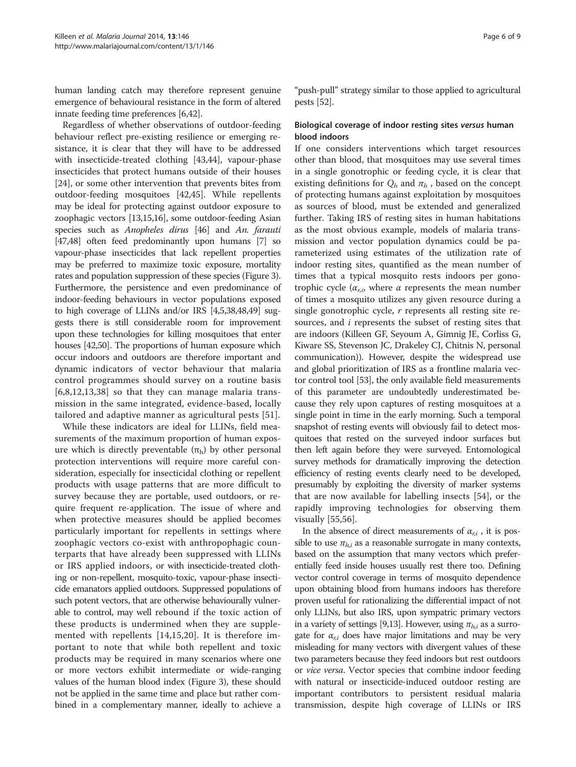human landing catch may therefore represent genuine emergence of behavioural resistance in the form of altered innate feeding time preferences [6,42].

Regardless of whether observations of outdoor-feeding behaviour reflect pre-existing resilience or emerging resistance, it is clear that they will have to be addressed with insecticide-treated clothing [43,44], vapour-phase insecticides that protect humans outside of their houses [24], or some other intervention that prevents bites from outdoor-feeding mosquitoes [42,45]. While repellents may be ideal for protecting against outdoor exposure to zoophagic vectors [13,15,16], some outdoor-feeding Asian species such as *Anopheles dirus* [46] and *An. farauti* [47,48] often feed predominantly upon humans [7] so vapour-phase insecticides that lack repellent properties may be preferred to maximize toxic exposure, mortality rates and population suppression of these species (Figure 3). Furthermore, the persistence and even predominance of indoor-feeding behaviours in vector populations exposed to high coverage of LLINs and/or IRS [4,5,38,48,49] suggests there is still considerable room for improvement upon these technologies for killing mosquitoes that enter houses [42,50]. The proportions of human exposure which occur indoors and outdoors are therefore important and dynamic indicators of vector behaviour that malaria control programmes should survey on a routine basis [6,8,12,13,38] so that they can manage malaria transmission in the same integrated, evidence-based, locally tailored and adaptive manner as agricultural pests [51].

While these indicators are ideal for LLINs, field measurements of the maximum proportion of human exposure which is directly preventable ($\pi_h$) by other personal protection interventions will require more careful consideration, especially for insecticidal clothing or repellent products with usage patterns that are more difficult to survey because they are portable, used outdoors, or require frequent re-application. The issue of where and when protective measures should be applied becomes particularly important for repellents in settings where zoophagic vectors co-exist with anthropophagic counterparts that have already been suppressed with LLINs or IRS applied indoors, or with insecticide-treated clothing or non-repellent, mosquito-toxic, vapour-phase insecticide emanators applied outdoors. Suppressed populations of such potent vectors, that are otherwise behaviourally vulnerable to control, may well rebound if the toxic action of these products is undermined when they are supplemented with repellents [14,15,20]. It is therefore important to note that while both repellent and toxic products may be required in many scenarios where one or more vectors exhibit intermediate or wide-ranging values of the human blood index (Figure 3), these should not be applied in the same time and place but rather combined in a complementary manner, ideally to achieve a "push-pull" strategy similar to those applied to agricultural pests [52].

### Biological coverage of indoor resting sites *versus* human blood indoors

If one considers interventions which target resources other than blood, that mosquitoes may use several times in a single gonotrophic or feeding cycle, it is clear that existing definitions for $Q_h$ and $\pi_h$, based on the concept of protecting humans against exploitation by mosquitoes as sources of blood, must be extended and generalized further. Taking IRS of resting sites in human habitations as the most obvious example, models of malaria transmission and vector population dynamics could be parameterized using estimates of the utilization rate of indoor resting sites, quantified as the mean number of times that a typical mosquito rests indoors per gonotrophic cycle ($\alpha_{r,i}$, where $\alpha$ represents the mean number of times a mosquito utilizes any given resource during a single gonotrophic cycle, $r$ represents all resting site resources, and $i$ represents the subset of resting sites that are indoors (Killeen GF, Seyoum A, Gimnig JE, Corliss G, Kiware SS, Stevenson JC, Drakeley CJ, Chitnis N, personal communication)). However, despite the widespread use and global prioritization of IRS as a frontline malaria vector control tool [53], the only available field measurements of this parameter are undoubtedly underestimated because they rely upon captures of resting mosquitoes at a single point in time in the early morning. Such a temporal snapshot of resting events will obviously fail to detect mosquitoes that rested on the surveyed indoor surfaces but then left again before they were surveyed. Entomological survey methods for dramatically improving the detection efficiency of resting events clearly need to be developed, presumably by exploiting the diversity of marker systems that are now available for labelling insects [54], or the rapidly improving technologies for observing them visually [55,56].

In the absence of direct measurements of $\alpha_{r,i}$, it is possible to use $\pi_{h,i}$ as a reasonable surrogate in many contexts, based on the assumption that many vectors which preferentially feed inside houses usually rest there too. Defining vector control coverage in terms of mosquito dependence upon obtaining blood from humans indoors has therefore proven useful for rationalizing the differential impact of not only LLINs, but also IRS, upon sympatric primary vectors in a variety of settings [9,13]. However, using $\pi_{h,i}$ as a surrogate for $\alpha_{r,i}$ does have major limitations and may be very misleading for many vectors with divergent values of these two parameters because they feed indoors but rest outdoors or *vice versa*. Vector species that combine indoor feeding with natural or insecticide-induced outdoor resting are important contributors to persistent residual malaria transmission, despite high coverage of LLINs or IRS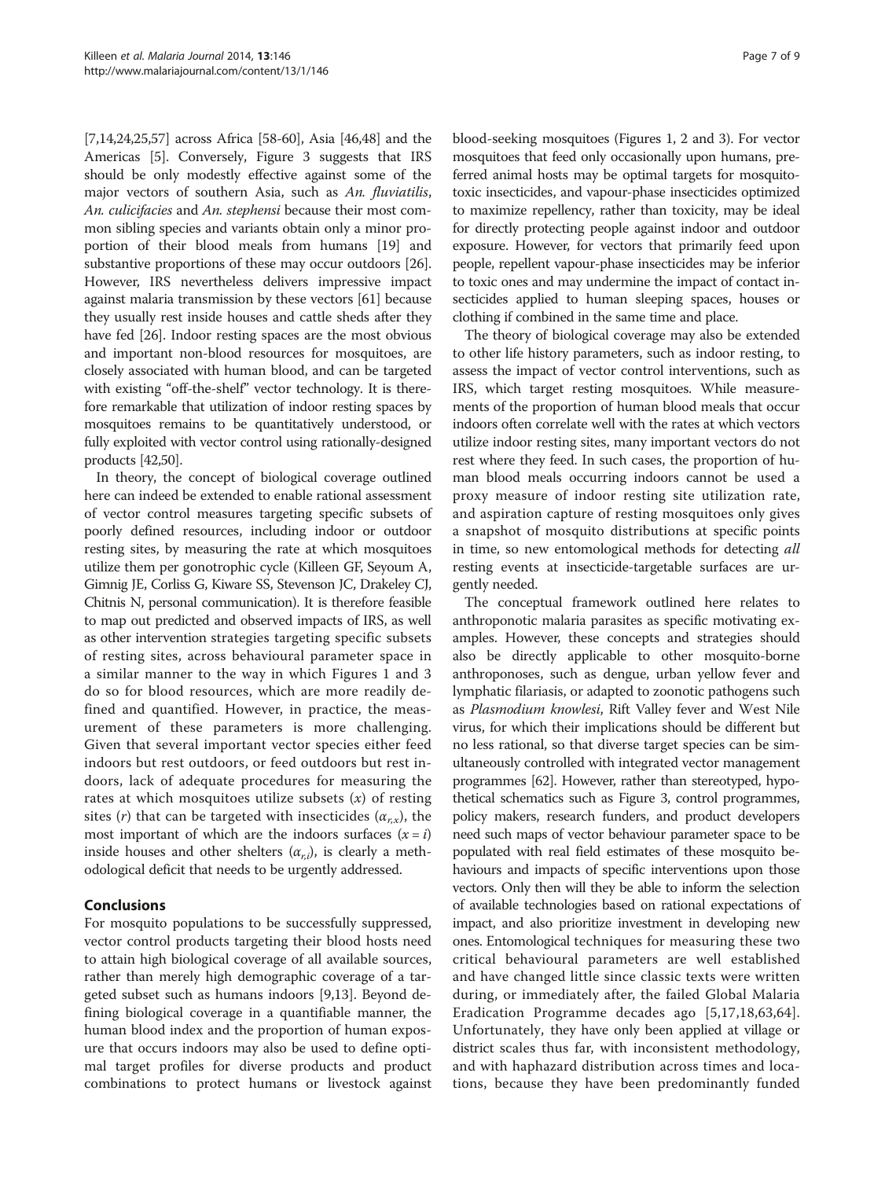[7,14,24,25,57] across Africa [58-60], Asia [46,48] and the Americas [5]. Conversely, Figure 3 suggests that IRS should be only modestly effective against some of the major vectors of southern Asia, such as *An. fluviatilis*, *An. culicifacies* and *An. stephensi* because their most common sibling species and variants obtain only a minor proportion of their blood meals from humans [19] and substantive proportions of these may occur outdoors [26]. However, IRS nevertheless delivers impressive impact against malaria transmission by these vectors [61] because they usually rest inside houses and cattle sheds after they have fed [26]. Indoor resting spaces are the most obvious and important non-blood resources for mosquitoes, are closely associated with human blood, and can be targeted with existing "off-the-shelf" vector technology. It is therefore remarkable that utilization of indoor resting spaces by mosquitoes remains to be quantitatively understood, or fully exploited with vector control using rationally-designed products [42,50].

In theory, the concept of biological coverage outlined here can indeed be extended to enable rational assessment of vector control measures targeting specific subsets of poorly defined resources, including indoor or outdoor resting sites, by measuring the rate at which mosquitoes utilize them per gonotrophic cycle (Killeen GF, Seyoum A, Gimnig JE, Corliss G, Kiware SS, Stevenson JC, Drakeley CJ, Chitnis N, personal communication). It is therefore feasible to map out predicted and observed impacts of IRS, as well as other intervention strategies targeting specific subsets of resting sites, across behavioural parameter space in a similar manner to the way in which Figures 1 and 3 do so for blood resources, which are more readily defined and quantified. However, in practice, the measurement of these parameters is more challenging. Given that several important vector species either feed indoors but rest outdoors, or feed outdoors but rest indoors, lack of adequate procedures for measuring the rates at which mosquitoes utilize subsets ($x$) of resting sites ($r$) that can be targeted with insecticides ($\alpha_{r,x}$), the most important of which are the indoors surfaces ($x = i$) inside houses and other shelters ($\alpha_{r,i}$), is clearly a methodological deficit that needs to be urgently addressed.

## Conclusions

For mosquito populations to be successfully suppressed, vector control products targeting their blood hosts need to attain high biological coverage of all available sources, rather than merely high demographic coverage of a targeted subset such as humans indoors [9,13]. Beyond defining biological coverage in a quantifiable manner, the human blood index and the proportion of human exposure that occurs indoors may also be used to define optimal target profiles for diverse products and product combinations to protect humans or livestock against blood-seeking mosquitoes (Figures 1, 2 and 3). For vector mosquitoes that feed only occasionally upon humans, preferred animal hosts may be optimal targets for mosquito-toxic insecticides, and vapour-phase insecticides optimized to maximize repellency, rather than toxicity, may be ideal for directly protecting people against indoor and outdoor exposure. However, for vectors that primarily feed upon people, repellent vapour-phase insecticides may be inferior to toxic ones and may undermine the impact of contact insecticides applied to human sleeping spaces, houses or clothing if combined in the same time and place.

The theory of biological coverage may also be extended to other life history parameters, such as indoor resting, to assess the impact of vector control interventions, such as IRS, which target resting mosquitoes. While measurements of the proportion of human blood meals that occur indoors often correlate well with the rates at which vectors utilize indoor resting sites, many important vectors do not rest where they feed. In such cases, the proportion of human blood meals occurring indoors cannot be used a proxy measure of indoor resting site utilization rate, and aspiration capture of resting mosquitoes only gives a snapshot of mosquito distributions at specific points in time, so new entomological methods for detecting *all* resting events at insecticide-targetable surfaces are urgently needed.

The conceptual framework outlined here relates to anthroponotic malaria parasites as specific motivating examples. However, these concepts and strategies should also be directly applicable to other mosquito-borne anthroponoses, such as dengue, urban yellow fever and lymphatic filariasis, or adapted to zoonotic pathogens such as *Plasmodium knowlesi*, Rift Valley fever and West Nile virus, for which their implications should be different but no less rational, so that diverse target species can be simultaneously controlled with integrated vector management programmes [62]. However, rather than stereotyped, hypothetical schematics such as Figure 3, control programmes, policy makers, research funders, and product developers need such maps of vector behaviour parameter space to be populated with real field estimates of these mosquito behaviours and impacts of specific interventions upon those vectors. Only then will they be able to inform the selection of available technologies based on rational expectations of impact, and also prioritize investment in developing new ones. Entomological techniques for measuring these two critical behavioural parameters are well established and have changed little since classic texts were written during, or immediately after, the failed Global Malaria Eradication Programme decades ago [5,17,18,63,64]. Unfortunately, they have only been applied at village or district scales thus far, with inconsistent methodology, and with haphazard distribution across times and locations, because they have been predominantly funded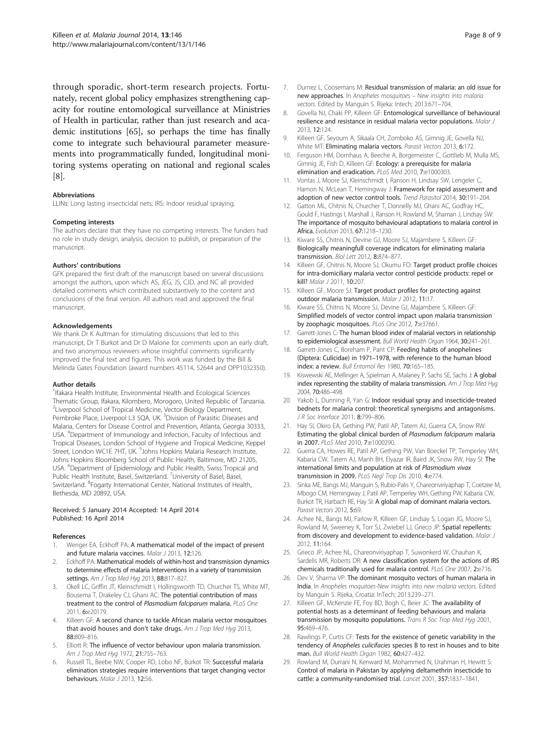through sporadic, short-term research projects. Fortunately, recent global policy emphasizes strengthening capacity for routine entomological surveillance at Ministries of Health in particular, rather than just research and academic institutions [65], so perhaps the time has finally come to integrate such behavioural parameter measurements into programmatically funded, longitudinal monitoring systems operating on national and regional scales [8].

### Abbreviations

LLINs: Long lasting insecticidal nets; IRS: Indoor residual spraying.

### Competing interests

The authors declare that they have no competing interests. The funders had no role in study design, analysis, decision to publish, or preparation of the manuscript.

### Authors' contributions

GFK prepared the first draft of the manuscript based on several discussions amongst the authors, upon which AS, JEG, JS, CJD, and NC all provided detailed comments which contributed substantively to the content and conclusions of the final version. All authors read and approved the final manuscript.

### Acknowledgements

We thank Dr K Aultman for stimulating discussions that led to this manuscript, Dr T Burkot and Dr D Malone for comments upon an early draft, and two anonymous reviewers whose insightful comments significantly improved the final text and figures. This work was funded by the Bill & Melinda Gates Foundation (award numbers 45114, 52644 and OPP1032350).

### Author details

[1]Ifakara Health Institute, Environmental Health and Ecological Sciences Thematic Group, Ifakara, Kilombero, Morogoro, United Republic of Tanzania. [2]Liverpool School of Tropical Medicine, Vector Biology Department, Pembroke Place, Liverpool L3 5QA, UK. [3]Division of Parasitic Diseases and Malaria, Centers for Disease Control and Prevention, Atlanta, Georgia 30333, USA. [4]Department of Immunology and Infection, Faculty of Infectious and Tropical Diseases, London School of Hygiene and Tropical Medicine, Keppel Street, London WC1E 7HT, UK. [5]Johns Hopkins Malaria Research Institute, Johns Hopkins Bloomberg School of Public Health, Baltimore, MD 21205, USA. [6]Department of Epidemiology and Public Health, Swiss Tropical and Public Health Institute, Basel, Switzerland. [7]University of Basel, Basel, Switzerland. [8]Fogarty International Center, National Institutes of Health, Bethesda, MD 20892, USA.

Received: 5 January 2014 Accepted: 14 April 2014
Published: 16 April 2014

### References

1. Wenger EA, Eckhoff PA: **A mathematical model of the impact of present and future malaria vaccines.** *Malar J* 2013, **12:**126.
2. Eckhoff PA: **Mathematical models of within-host and transmission dynamics to determine effects of malaria Interventions in a variety of transmission settings.** *Am J Trop Med Hyg* 2013, **88:**817–827.
3. Okell LC, Griffin JT, Kleinschmidt I, Hollingsworth TD, Churcher TS, White MT, Bousema T, Drakeley CJ, Ghani AC: **The potential contribution of mass treatment to the control of *Plasmodium falciparum* malaria.** *PLoS One* 2011, **6:**e20179.
4. Killeen GF: **A second chance to tackle African malaria vector mosquitoes that avoid houses and don't take drugs.** *Am J Trop Med Hyg* 2013, **88:**809–816.
5. Elliott R: **The influence of vector behaviour upon malaria transmission.** *Am J Trop Med Hyg* 1972, **21:**755–763.
6. Russell TL, Beebe NW, Cooper RD, Lobo NF, Burkot TR: **Successful malaria elimination strategies require interventions that target changing vector behaviours.** *Malar J* 2013, **12:**56.
7. Durnez L, Coosemans M: **Residual transmission of malaria: an old issue for new approaches.** In *Anopheles mosquitoes – New insights into malaria vectors*. Edited by Manguin S. Rijeka: Intech; 2013:671–704.
8. Govella NJ, Chaki PP, Killeen GF: **Entomological surveillance of behavioural resilience and resistance in residual malaria vector populations.** *Malar J* 2013, **12:**124.
9. Killeen GF, Seyoum A, Sikaala CH, Zomboko AS, Gimnig JE, Govella NJ, White MT: **Eliminating malaria vectors.** *Parasit Vectors* 2013, **6:**172.
10. Ferguson HM, Dornhaus A, Beeche A, Borgemeister C, Gottlieb M, Mulla MS, Gimnig JE, Fish D, Killeen GF: **Ecology: a prerequisite for malaria elimination and eradication.** *PLoS Med* 2010, **7:**e1000303.
11. Vontas J, Moore SJ, Kleinschmidt I, Ranson H, Lindsay SW, Lengeler C, Hamon N, McLean T, Hemingway J: **Framework for rapid assessment and adoption of new vector control tools.** *Trend Parasitol* 2014, **30:**191–204.
12. Gatton ML, Chitnis N, Churcher T, Donnelly MJ, Ghani AC, Godfray HC, Gould F, Hastings I, Marshall J, Ranson H, Rowland M, Shaman J, Lindsay SW: **The importance of mosquito behavioural adaptations to malaria control in Africa.** *Evolution* 2013, **67:**1218–1230.
13. Kiware SS, Chitnis N, Devine GJ, Moore SJ, Majambere S, Killeen GF: **Biologically meaningfull coverage indicators for eliminating malaria transmission.** *Biol Lett* 2012, **8:**874–877.
14. Killeen GF, Chitnis N, Moore SJ, Okumu FO: **Target product profile choices for intra-domiciliary malaria vector control pesticide products: repel or kill?** *Malar J* 2011, **10:**207.
15. Killeen GF, Moore SJ: **Target product profiles for protecting against outdoor malaria transmission.** *Malar J* 2012, **11:**17.
16. Kiware SS, Chitnis N, Moore SJ, Devine GJ, Majambere S, Killeen GF: **Simplified models of vector control impact upon malaria transmission by zoophagic mosquitoes.** *PLoS One* 2012, **7:**e37661.
17. Garrett-Jones C: **The human blood index of malarial vectors in relationship to epidemiological assessment.** *Bull World Health Organ* 1964, **30:**241–261.
18. Garrett-Jones C, Boreham P, Pant CP: **Feeding habits of anophelines (Diptera: Culicidae) in 1971–1978, with reference to the human blood index: a review.** *Bull Entomol Res* 1980, **70:**165–185.
19. Kiswewski AE, Mellinger A, Spielman A, Malaney P, Sachs SE, Sachs J: **A global index representing the stability of malaria transmission.** *Am J Trop Med Hyg* 2004, **70:**486–498.
20. Yakob L, Dunning R, Yan G: **Indoor residual spray and insecticide-treated bednets for malaria control: theoretical synergisms and antagonisms.** *J R Soc Interface* 2011, **8:**799–806.
21. Hay SI, Okiro EA, Gething PW, Patil AP, Tatem AJ, Guerra CA, Snow RW: **Estimating the global clinical burden of *Plasmodium falciparum* malaria in 2007.** *PLoS Med* 2010, **7:**e1000290.
22. Guerra CA, Howes RE, Patil AP, Gething PW, Van Boeckel TP, Temperley WH, Kabaria CW, Tatem AJ, Manh BH, Elyazar IR, Baird JK, Snow RW, Hay SI: **The international limits and population at risk of *Plasmodium vivax* transmission in 2009.** *PLoS Negl Trop Dis* 2010, **4:**e774.
23. Sinka ME, Bangs MJ, Manguin S, Rubio-Palis Y, Chareonviriyaphap T, Coetzee M, Mbogo CM, Hemingway J, Patil AP, Temperley WH, Gething PW, Kabaria CW, Burkot TR, Harbach RE, Hay SI: **A global map of dominant malaria vectors.** *Parasit Vectors* 2012, **5:**69.
24. Achee NL, Bangs MJ, Farlow R, Killeen GF, Lindsay S, Logan JG, Moore SJ, Rowland M, Sweeney K, Torr SJ, Zwiebel LJ, Grieco JP: **Spatial repellents: from discovery and development to evidence-based validation.** *Malar J* 2012, **11:**164.
25. Grieco JP, Achee NL, Chareonviriyaphap T, Suwonkerd W, Chauhan K, Sardelis MR, Roberts DR: **A new classification system for the actions of IRS chemicals traditionally used for malaria control.** *PLoS One* 2007, **2:**e716.
26. Dev V, Sharma VP: **The dominant mosquito vectors of human malaria in India.** In *Anopheles moquitoes-New insights into new malaria vectors*. Edited by Manguin S. Rijeka, Croatia: InTech; 2013:239–271.
27. Killeen GF, McKenzie FE, Foy BD, Bogh C, Beier JC: **The availability of potential hosts as a determinant of feeding behaviours and malaria transmission by mosquito populations.** *Trans R Soc Trop Med Hyg* 2001, **95:**469–476.
28. Rawlings P, Curtis CF: **Tests for the existence of genetic variability in the tendency of *Anopheles culicifacies* species B to rest in houses and to bite man.** *Bull World Health Organ* 1982, **60:**427–432.
29. Rowland M, Durrani N, Kenward M, Mohammed N, Urahman H, Hewitt S: **Control of malaria in Pakistan by applying deltamethrin insecticide to cattle: a community-randomised trial.** *Lancet* 2001, **357:**1837–1841.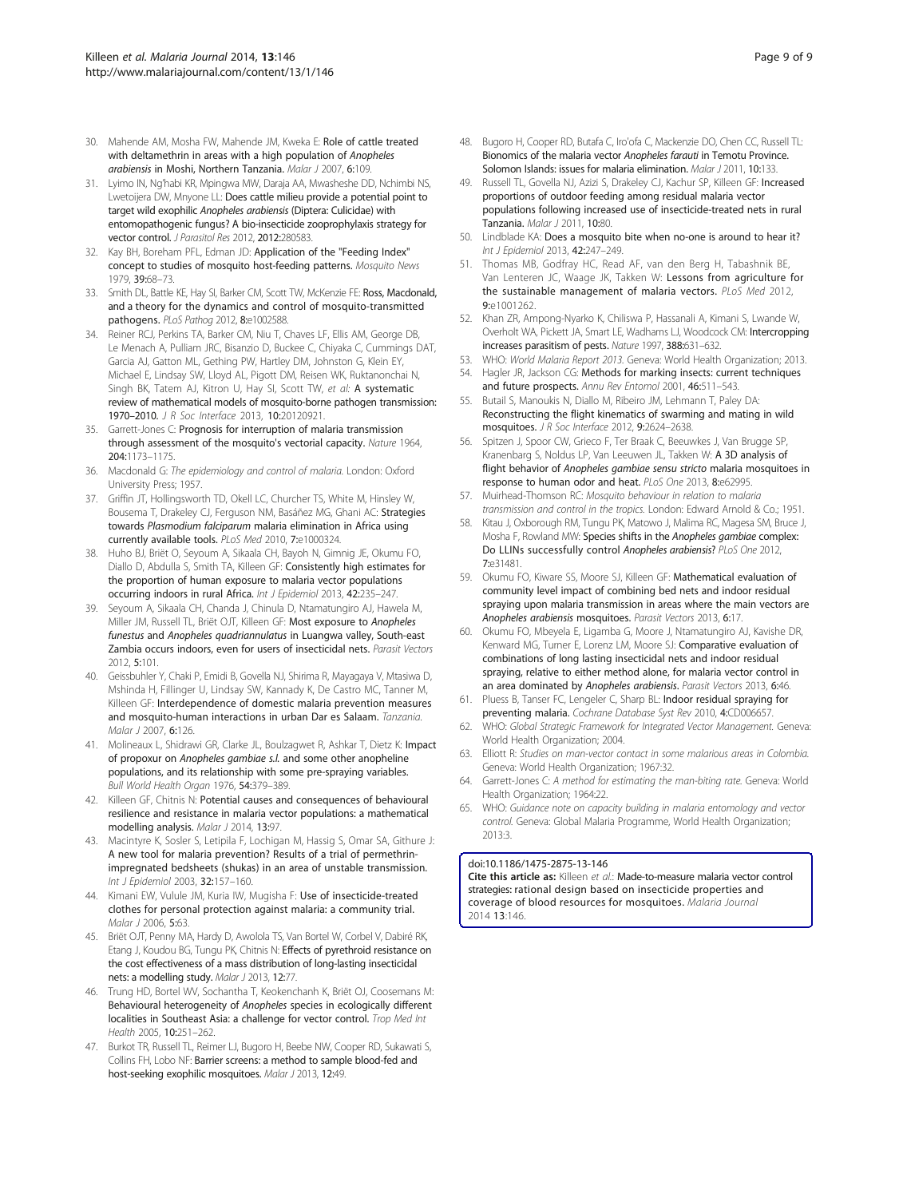30. Mahende AM, Mosha FW, Mahende JM, Kweka E: **Role of cattle treated with deltamethrin in areas with a high population of *Anopheles arabiensis* in Moshi, Northern Tanzania.** *Malar J* 2007, **6:**109.
31. Lyimo IN, Ng'habi KR, Mpingwa MW, Daraja AA, Mwasheshe DD, Nchimbi NS, Lwetoijera DW, Mnyone LL: **Does cattle milieu provide a potential point to target wild exophilic *Anopheles arabiensis* (Diptera: Culicidae) with entomopathogenic fungus? A bio-insecticide zooprophylaxis strategy for vector control.** *J Parasitol Res* 2012, **2012:**280583.
32. Kay BH, Boreham PFL, Edman JD: **Application of the "Feeding Index" concept to studies of mosquito host-feeding patterns.** *Mosquito News* 1979, **39:**68–73.
33. Smith DL, Battle KE, Hay SI, Barker CM, Scott TW, McKenzie FE: **Ross, Macdonald, and a theory for the dynamics and control of mosquito-transmitted pathogens.** *PLoS Pathog* 2012, **8:**e1002588.
34. Reiner RCJ, Perkins TA, Barker CM, Niu T, Chaves LF, Ellis AM, George DB, Le Menach A, Pulliam JRC, Bisanzio D, Buckee C, Chiyaka C, Cummings DAT, Garcia AJ, Gatton ML, Gething PW, Hartley DM, Johnston G, Klein EY, Michael E, Lindsay SW, Lloyd AL, Pigott DM, Reisen WK, Ruktanonchai N, Singh BK, Tatem AJ, Kitron U, Hay SI, Scott TW, *et al*: **A systematic review of mathematical models of mosquito-borne pathogen transmission: 1970–2010.** *J R Soc Interface* 2013, **10:**20120921.
35. Garrett-Jones C: **Prognosis for interruption of malaria transmission through assessment of the mosquito's vectorial capacity.** *Nature* 1964, **204:**1173–1175.
36. Macdonald G: *The epidemiology and control of malaria.* London: Oxford University Press; 1957.
37. Griffin JT, Hollingsworth TD, Okell LC, Churcher TS, White M, Hinsley W, Bousema T, Drakeley CJ, Ferguson NM, Basáñez MG, Ghani AC: **Strategies towards *Plasmodium falciparum* malaria elimination in Africa using currently available tools.** *PLoS Med* 2010, **7:**e1000324.
38. Huho BJ, Briët O, Seyoum A, Sikaala CH, Bayoh N, Gimnig JE, Okumu FO, Diallo D, Abdulla S, Smith TA, Killeen GF: **Consistently high estimates for the proportion of human exposure to malaria vector populations occurring indoors in rural Africa.** *Int J Epidemiol* 2013, **42:**235–247.
39. Seyoum A, Sikaala CH, Chanda J, Chinula D, Ntamatungiro AJ, Hawela M, Miller JM, Russell TL, Briët OJT, Killeen GF: **Most exposure to *Anopheles funestus* and *Anopheles quadriannulatus* in Luangwa valley, South-east Zambia occurs indoors, even for users of insecticidal nets.** *Parasit Vectors* 2012, **5:**101.
40. Geissbuhler Y, Chaki P, Emidi B, Govella NJ, Shirima R, Mayagaya V, Mtasiwa D, Mshinda H, Fillinger U, Lindsay SW, Kannady K, De Castro MC, Tanner M, Killeen GF: **Interdependence of domestic malaria prevention measures and mosquito-human interactions in urban Dar es Salaam.** *Tanzania. Malar J* 2007, **6:**126.
41. Molineaux L, Shidrawi GR, Clarke JL, Boulzagwet R, Ashkar T, Dietz K: **Impact of propoxur on *Anopheles gambiae s.l.* and some other anopheline populations, and its relationship with some pre-spraying variables.** *Bull World Health Organ* 1976, **54:**379–389.
42. Killeen GF, Chitnis N: **Potential causes and consequences of behavioural resilience and resistance in malaria vector populations: a mathematical modelling analysis.** *Malar J* 2014, **13:**97.
43. Macintyre K, Sosler S, Letipila F, Lochigan M, Hassig S, Omar SA, Githure J: **A new tool for malaria prevention? Results of a trial of permethrin-impregnated bedsheets (shukas) in an area of unstable transmission.** *Int J Epidemiol* 2003, **32:**157–160.
44. Kimani EW, Vulule JM, Kuria IW, Mugisha F: **Use of insecticide-treated clothes for personal protection against malaria: a community trial.** *Malar J* 2006, **5:**63.
45. Briët OJT, Penny MA, Hardy D, Awolola TS, Van Bortel W, Corbel V, Dabiré RK, Etang J, Koudou BG, Tungu PK, Chitnis N: **Effects of pyrethroid resistance on the cost effectiveness of a mass distribution of long-lasting insecticidal nets: a modelling study.** *Malar J* 2013, **12:**77.
46. Trung HD, Bortel WV, Sochantha T, Keokenchanh K, Briët OJ, Coosemans M: **Behavioural heterogeneity of *Anopheles* species in ecologically different localities in Southeast Asia: a challenge for vector control.** *Trop Med Int Health* 2005, **10:**251–262.
47. Burkot TR, Russell TL, Reimer LJ, Bugoro H, Beebe NW, Cooper RD, Sukawati S, Collins FH, Lobo NF: **Barrier screens: a method to sample blood-fed and host-seeking exophilic mosquitoes.** *Malar J* 2013, **12:**49.
48. Bugoro H, Cooper RD, Butafa C, Iro'ofa C, Mackenzie DO, Chen CC, Russell TL: **Bionomics of the malaria vector *Anopheles farauti* in Temotu Province. Solomon Islands: issues for malaria elimination.** *Malar J* 2011, **10:**133.
49. Russell TL, Govella NJ, Azizi S, Drakeley CJ, Kachur SP, Killeen GF: **Increased proportions of outdoor feeding among residual malaria vector populations following increased use of insecticide-treated nets in rural Tanzania.** *Malar J* 2011, **10:**80.
50. Lindblade KA: **Does a mosquito bite when no-one is around to hear it?** *Int J Epidemiol* 2013, **42:**247–249.
51. Thomas MB, Godfray HC, Read AF, van den Berg H, Tabashnik BE, Van Lenteren JC, Waage JK, Takken W: **Lessons from agriculture for the sustainable management of malaria vectors.** *PLoS Med* 2012, **9:**e1001262.
52. Khan ZR, Ampong-Nyarko K, Chiliswa P, Hassanali A, Kimani S, Lwande W, Overholt WA, Pickett JA, Smart LE, Wadhams LJ, Woodcock CM: **Intercropping increases parasitism of pests.** *Nature* 1997, **388:**631–632.
53. WHO: *World Malaria Report 2013.* Geneva: World Health Organization; 2013.
54. Hagler JR, Jackson CG: **Methods for marking insects: current techniques and future prospects.** *Annu Rev Entomol* 2001, **46:**511–543.
55. Butail S, Manoukis N, Diallo M, Ribeiro JM, Lehmann T, Paley DA: **Reconstructing the flight kinematics of swarming and mating in wild mosquitoes.** *J R Soc Interface* 2012, **9:**2624–2638.
56. Spitzen J, Spoor CW, Grieco F, Ter Braak C, Beeuwkes J, Van Brugge SP, Kranenbarg S, Noldus LP, Van Leeuwen JL, Takken W: **A 3D analysis of flight behavior of *Anopheles gambiae sensu stricto* malaria mosquitoes in response to human odor and heat.** *PLoS One* 2013, **8:**e62995.
57. Muirhead-Thomson RC: *Mosquito behaviour in relation to malaria transmission and control in the tropics.* London: Edward Arnold & Co.; 1951.
58. Kitau J, Oxborough RM, Tungu PK, Matowo J, Malima RC, Magesa SM, Bruce J, Mosha F, Rowland MW: **Species shifts in the *Anopheles gambiae* complex: Do LLINs successfully control *Anopheles arabiensis*?** *PLoS One* 2012, **7:**e31481.
59. Okumu FO, Kiware SS, Moore SJ, Killeen GF: **Mathematical evaluation of community level impact of combining bed nets and indoor residual spraying upon malaria transmission in areas where the main vectors are *Anopheles arabiensis* mosquitoes.** *Parasit Vectors* 2013, **6:**17.
60. Okumu FO, Mbeyela E, Ligamba G, Moore J, Ntamatungiro AJ, Kavishe DR, Kenward MG, Turner E, Lorenz LM, Moore SJ: **Comparative evaluation of combinations of long lasting insecticidal nets and indoor residual spraying, relative to either method alone, for malaria vector control in an area dominated by *Anopheles arabiensis*.** *Parasit Vectors* 2013, **6:**46.
61. Pluess B, Tanser FC, Lengeler C, Sharp BL: **Indoor residual spraying for preventing malaria.** *Cochrane Database Syst Rev* 2010, **4:**CD006657.
62. WHO: *Global Strategic Framework for Integrated Vector Management.* Geneva: World Health Organization; 2004.
63. Elliott R: *Studies on man-vector contact in some malarious areas in Colombia.* Geneva: World Health Organization; 1967:32.
64. Garrett-Jones C: *A method for estimating the man-biting rate.* Geneva: World Health Organization; 1964:22.
65. WHO: *Guidance note on capacity building in malaria entomology and vector control.* Geneva: Global Malaria Programme, World Health Organization; 2013:3.

doi:10.1186/1475-2875-13-146

**Cite this article as:** Killeen *et al.*: Made-to-measure malaria vector control strategies: rational design based on insecticide properties and coverage of blood resources for mosquitoes. *Malaria Journal* 2014 **13**:146.